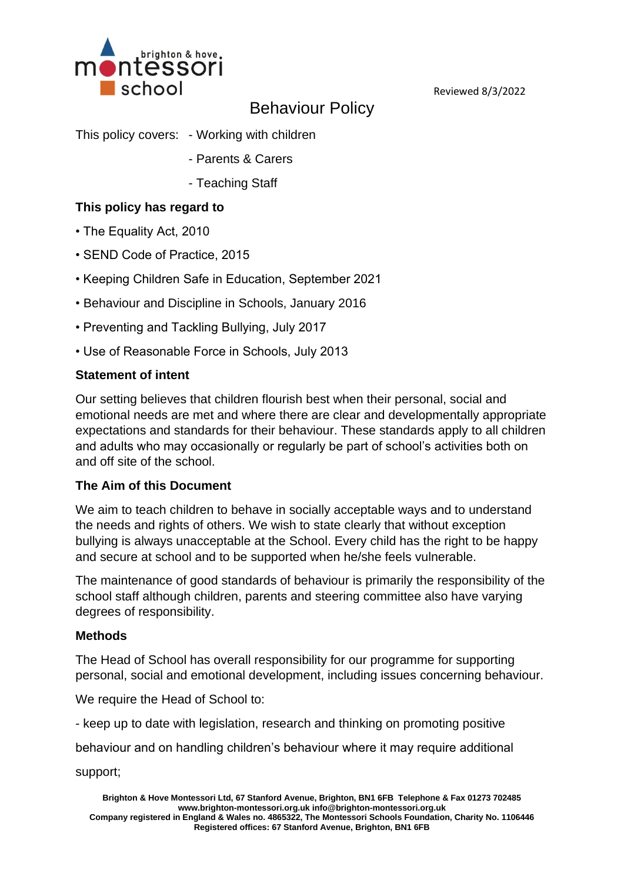Reviewed 8/3/2022

# Behaviour Policy

This policy covers:
- Working with children
- Parents & Carers
- Teaching Staff

**This policy has regard to**

- The Equality Act, 2010
- SEND Code of Practice, 2015
- Keeping Children Safe in Education, September 2021
- Behaviour and Discipline in Schools, January 2016
- Preventing and Tackling Bullying, July 2017
- Use of Reasonable Force in Schools, July 2013

**Statement of intent**

Our setting believes that children flourish best when their personal, social and emotional needs are met and where there are clear and developmentally appropriate expectations and standards for their behaviour. These standards apply to all children and adults who may occasionally or regularly be part of school's activities both on and off site of the school.

**The Aim of this Document**

We aim to teach children to behave in socially acceptable ways and to understand the needs and rights of others. We wish to state clearly that without exception bullying is always unacceptable at the School. Every child has the right to be happy and secure at school and to be supported when he/she feels vulnerable.

The maintenance of good standards of behaviour is primarily the responsibility of the school staff although children, parents and steering committee also have varying degrees of responsibility.

**Methods**

The Head of School has overall responsibility for our programme for supporting personal, social and emotional development, including issues concerning behaviour.

We require the Head of School to:

- keep up to date with legislation, research and thinking on promoting positive behaviour and on handling children's behaviour where it may require additional support;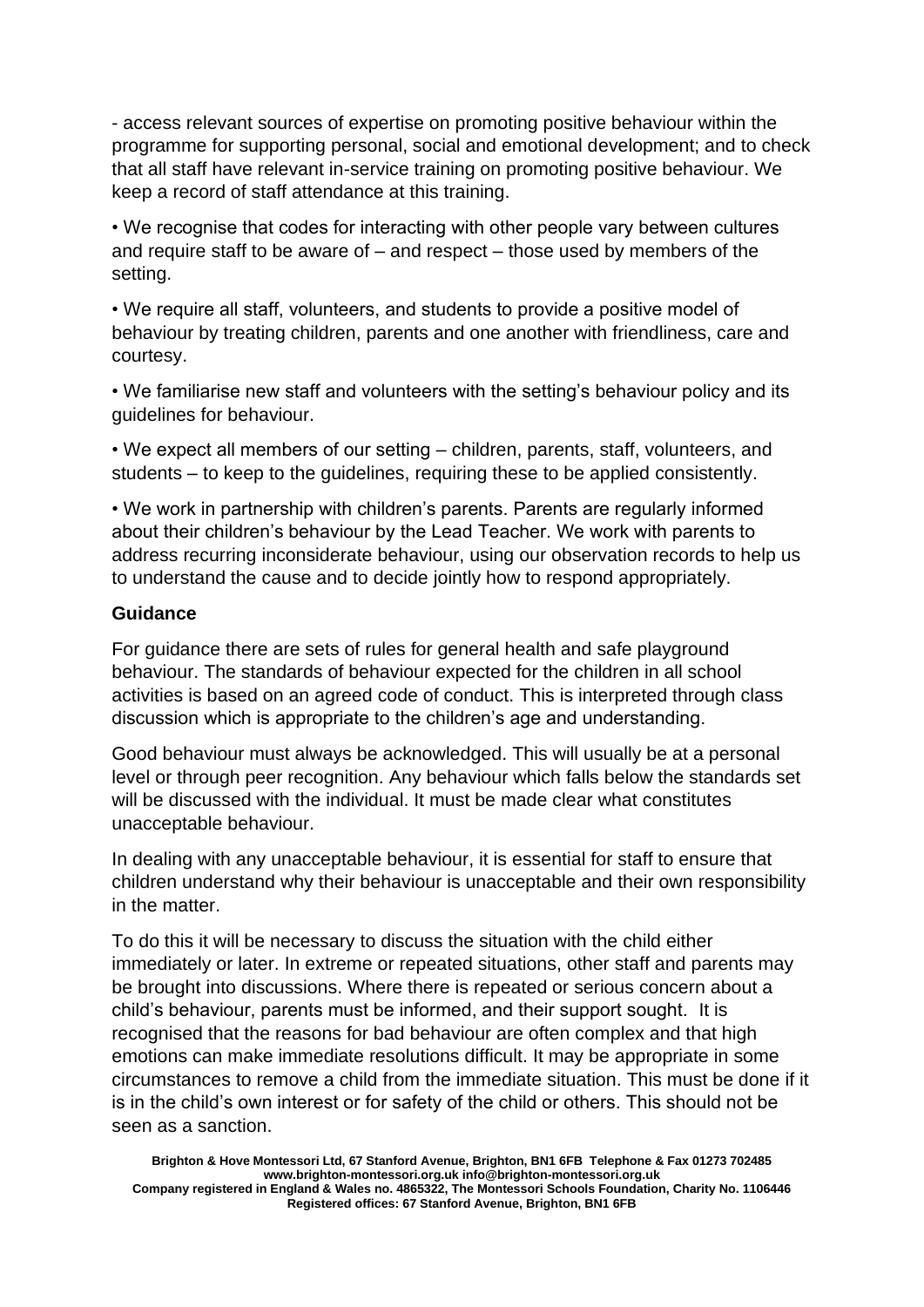- access relevant sources of expertise on promoting positive behaviour within the programme for supporting personal, social and emotional development; and to check that all staff have relevant in-service training on promoting positive behaviour. We keep a record of staff attendance at this training.

• We recognise that codes for interacting with other people vary between cultures and require staff to be aware of – and respect – those used by members of the setting.

• We require all staff, volunteers, and students to provide a positive model of behaviour by treating children, parents and one another with friendliness, care and courtesy.

• We familiarise new staff and volunteers with the setting's behaviour policy and its guidelines for behaviour.

• We expect all members of our setting – children, parents, staff, volunteers, and students – to keep to the guidelines, requiring these to be applied consistently.

• We work in partnership with children's parents. Parents are regularly informed about their children's behaviour by the Lead Teacher. We work with parents to address recurring inconsiderate behaviour, using our observation records to help us to understand the cause and to decide jointly how to respond appropriately.

**Guidance**

For guidance there are sets of rules for general health and safe playground behaviour. The standards of behaviour expected for the children in all school activities is based on an agreed code of conduct. This is interpreted through class discussion which is appropriate to the children's age and understanding.

Good behaviour must always be acknowledged. This will usually be at a personal level or through peer recognition. Any behaviour which falls below the standards set will be discussed with the individual. It must be made clear what constitutes unacceptable behaviour.

In dealing with any unacceptable behaviour, it is essential for staff to ensure that children understand why their behaviour is unacceptable and their own responsibility in the matter.

To do this it will be necessary to discuss the situation with the child either immediately or later. In extreme or repeated situations, other staff and parents may be brought into discussions. Where there is repeated or serious concern about a child's behaviour, parents must be informed, and their support sought. It is recognised that the reasons for bad behaviour are often complex and that high emotions can make immediate resolutions difficult. It may be appropriate in some circumstances to remove a child from the immediate situation. This must be done if it is in the child's own interest or for safety of the child or others. This should not be seen as a sanction.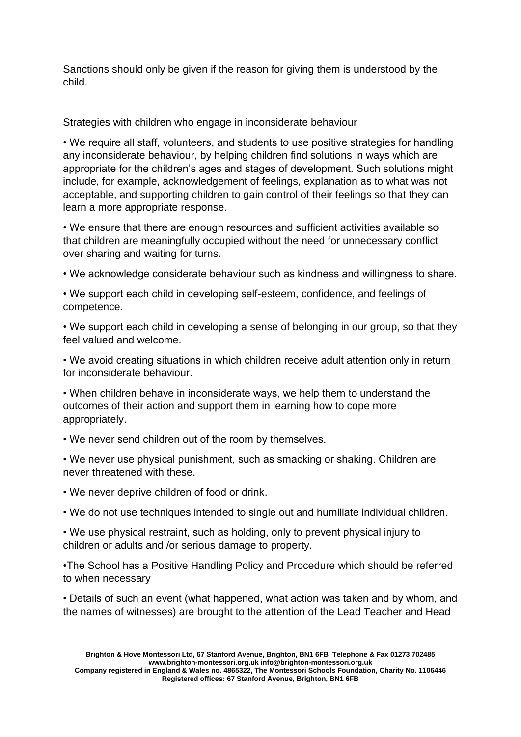Sanctions should only be given if the reason for giving them is understood by the child.

Strategies with children who engage in inconsiderate behaviour

- We require all staff, volunteers, and students to use positive strategies for handling any inconsiderate behaviour, by helping children find solutions in ways which are appropriate for the children's ages and stages of development. Such solutions might include, for example, acknowledgement of feelings, explanation as to what was not acceptable, and supporting children to gain control of their feelings so that they can learn a more appropriate response.
- We ensure that there are enough resources and sufficient activities available so that children are meaningfully occupied without the need for unnecessary conflict over sharing and waiting for turns.
- We acknowledge considerate behaviour such as kindness and willingness to share.
- We support each child in developing self-esteem, confidence, and feelings of competence.
- We support each child in developing a sense of belonging in our group, so that they feel valued and welcome.
- We avoid creating situations in which children receive adult attention only in return for inconsiderate behaviour.
- When children behave in inconsiderate ways, we help them to understand the outcomes of their action and support them in learning how to cope more appropriately.
- We never send children out of the room by themselves.
- We never use physical punishment, such as smacking or shaking. Children are never threatened with these.
- We never deprive children of food or drink.
- We do not use techniques intended to single out and humiliate individual children.
- We use physical restraint, such as holding, only to prevent physical injury to children or adults and /or serious damage to property.
- The School has a Positive Handling Policy and Procedure which should be referred to when necessary
- Details of such an event (what happened, what action was taken and by whom, and the names of witnesses) are brought to the attention of the Lead Teacher and Head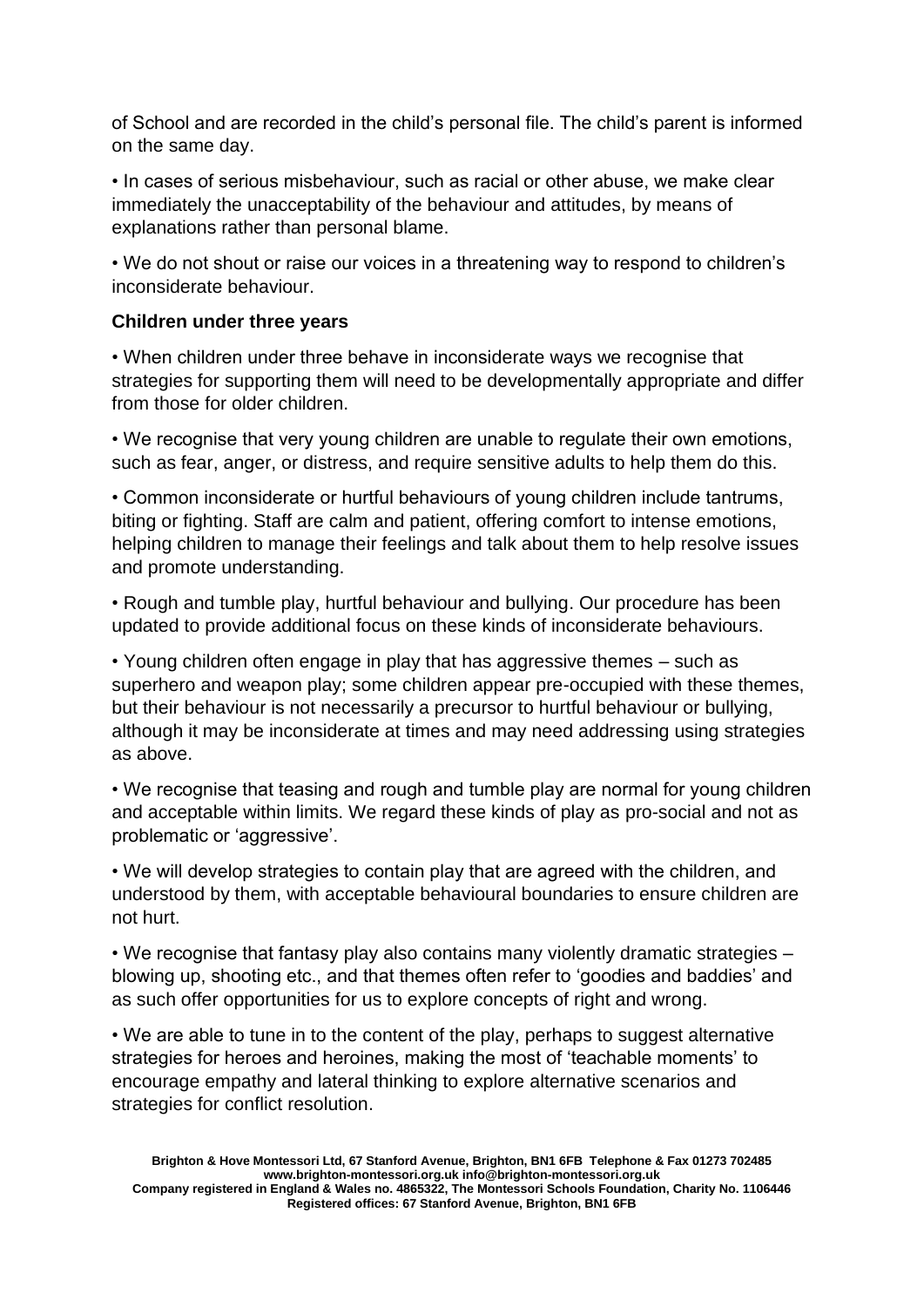of School and are recorded in the child's personal file. The child's parent is informed on the same day.

- In cases of serious misbehaviour, such as racial or other abuse, we make clear immediately the unacceptability of the behaviour and attitudes, by means of explanations rather than personal blame.

- We do not shout or raise our voices in a threatening way to respond to children's inconsiderate behaviour.

**Children under three years**

- When children under three behave in inconsiderate ways we recognise that strategies for supporting them will need to be developmentally appropriate and differ from those for older children.

- We recognise that very young children are unable to regulate their own emotions, such as fear, anger, or distress, and require sensitive adults to help them do this.

- Common inconsiderate or hurtful behaviours of young children include tantrums, biting or fighting. Staff are calm and patient, offering comfort to intense emotions, helping children to manage their feelings and talk about them to help resolve issues and promote understanding.

- Rough and tumble play, hurtful behaviour and bullying. Our procedure has been updated to provide additional focus on these kinds of inconsiderate behaviours.

- Young children often engage in play that has aggressive themes – such as superhero and weapon play; some children appear pre-occupied with these themes, but their behaviour is not necessarily a precursor to hurtful behaviour or bullying, although it may be inconsiderate at times and may need addressing using strategies as above.

- We recognise that teasing and rough and tumble play are normal for young children and acceptable within limits. We regard these kinds of play as pro-social and not as problematic or 'aggressive'.

- We will develop strategies to contain play that are agreed with the children, and understood by them, with acceptable behavioural boundaries to ensure children are not hurt.

- We recognise that fantasy play also contains many violently dramatic strategies – blowing up, shooting etc., and that themes often refer to 'goodies and baddies' and as such offer opportunities for us to explore concepts of right and wrong.

- We are able to tune in to the content of the play, perhaps to suggest alternative strategies for heroes and heroines, making the most of 'teachable moments' to encourage empathy and lateral thinking to explore alternative scenarios and strategies for conflict resolution.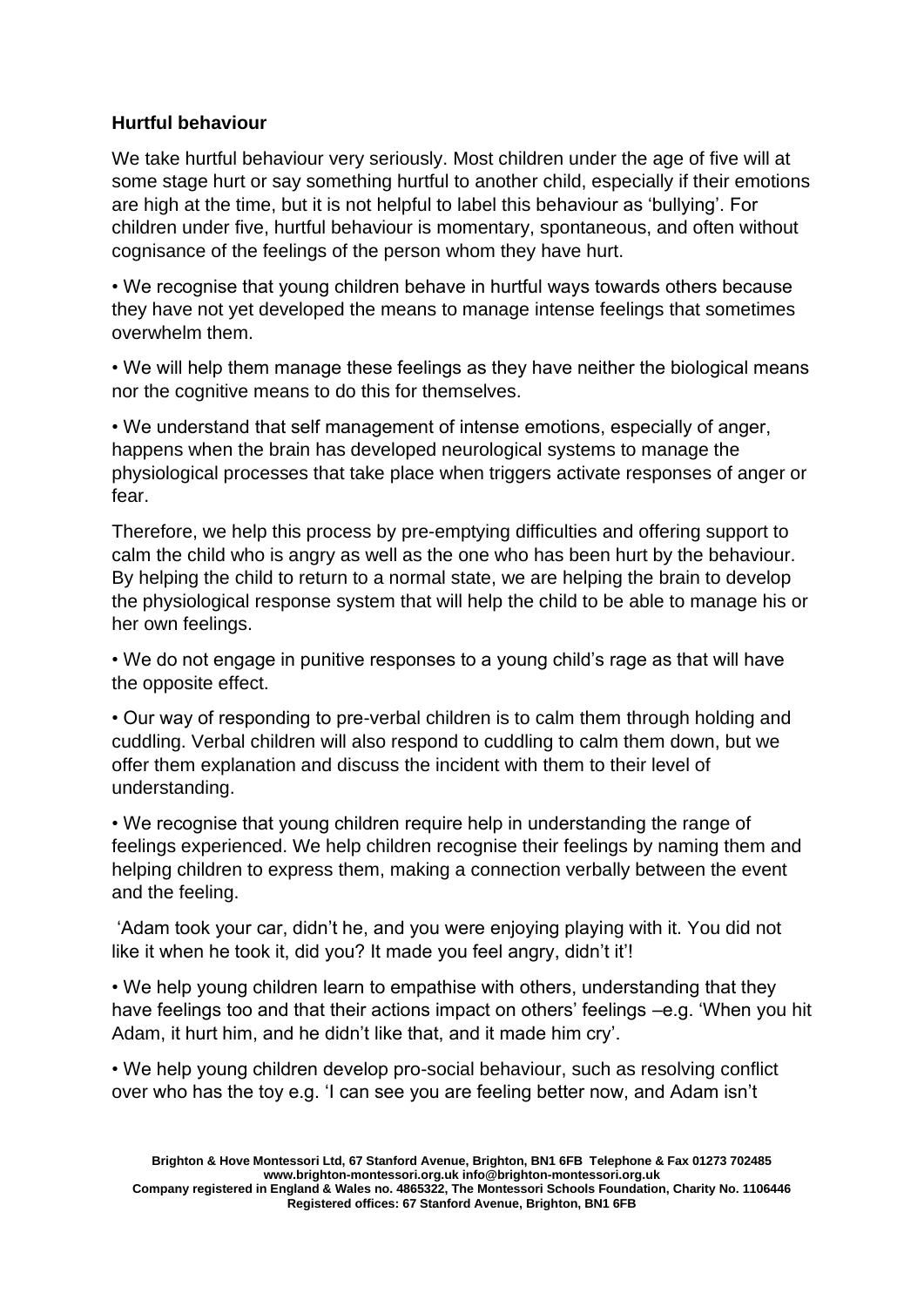**Hurtful behaviour**

We take hurtful behaviour very seriously. Most children under the age of five will at some stage hurt or say something hurtful to another child, especially if their emotions are high at the time, but it is not helpful to label this behaviour as 'bullying'. For children under five, hurtful behaviour is momentary, spontaneous, and often without cognisance of the feelings of the person whom they have hurt.

- We recognise that young children behave in hurtful ways towards others because they have not yet developed the means to manage intense feelings that sometimes overwhelm them.

- We will help them manage these feelings as they have neither the biological means nor the cognitive means to do this for themselves.

- We understand that self management of intense emotions, especially of anger, happens when the brain has developed neurological systems to manage the physiological processes that take place when triggers activate responses of anger or fear.

Therefore, we help this process by pre-emptying difficulties and offering support to calm the child who is angry as well as the one who has been hurt by the behaviour. By helping the child to return to a normal state, we are helping the brain to develop the physiological response system that will help the child to be able to manage his or her own feelings.

- We do not engage in punitive responses to a young child's rage as that will have the opposite effect.

- Our way of responding to pre-verbal children is to calm them through holding and cuddling. Verbal children will also respond to cuddling to calm them down, but we offer them explanation and discuss the incident with them to their level of understanding.

- We recognise that young children require help in understanding the range of feelings experienced. We help children recognise their feelings by naming them and helping children to express them, making a connection verbally between the event and the feeling.

'Adam took your car, didn't he, and you were enjoying playing with it. You did not like it when he took it, did you? It made you feel angry, didn't it'!

- We help young children learn to empathise with others, understanding that they have feelings too and that their actions impact on others' feelings –e.g. 'When you hit Adam, it hurt him, and he didn't like that, and it made him cry'.

- We help young children develop pro-social behaviour, such as resolving conflict over who has the toy e.g. 'I can see you are feeling better now, and Adam isn't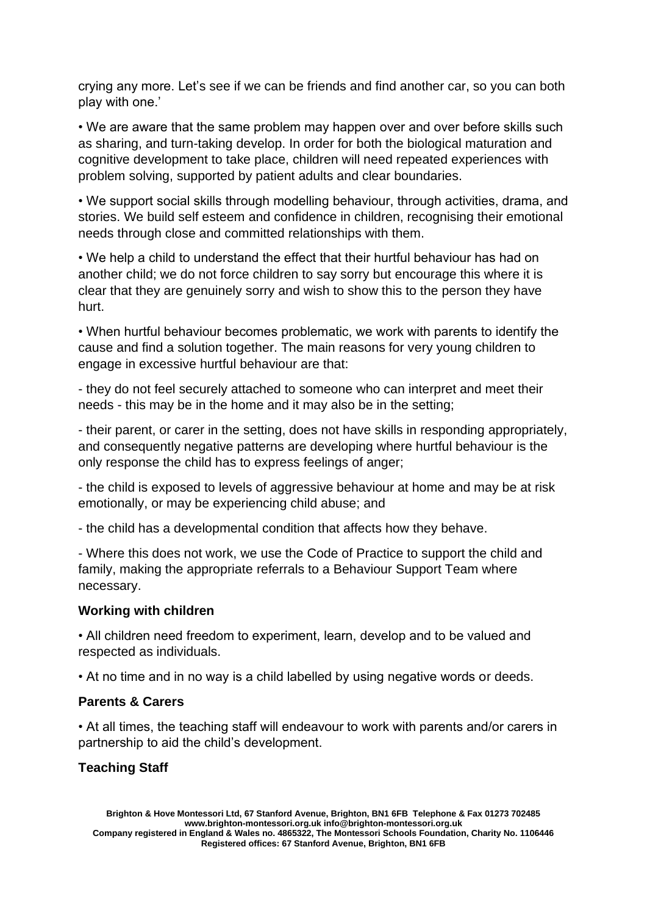crying any more. Let's see if we can be friends and find another car, so you can both play with one.'

• We are aware that the same problem may happen over and over before skills such as sharing, and turn-taking develop. In order for both the biological maturation and cognitive development to take place, children will need repeated experiences with problem solving, supported by patient adults and clear boundaries.

• We support social skills through modelling behaviour, through activities, drama, and stories. We build self esteem and confidence in children, recognising their emotional needs through close and committed relationships with them.

• We help a child to understand the effect that their hurtful behaviour has had on another child; we do not force children to say sorry but encourage this where it is clear that they are genuinely sorry and wish to show this to the person they have hurt.

• When hurtful behaviour becomes problematic, we work with parents to identify the cause and find a solution together. The main reasons for very young children to engage in excessive hurtful behaviour are that:

- they do not feel securely attached to someone who can interpret and meet their needs - this may be in the home and it may also be in the setting;

- their parent, or carer in the setting, does not have skills in responding appropriately, and consequently negative patterns are developing where hurtful behaviour is the only response the child has to express feelings of anger;

- the child is exposed to levels of aggressive behaviour at home and may be at risk emotionally, or may be experiencing child abuse; and

- the child has a developmental condition that affects how they behave.

- Where this does not work, we use the Code of Practice to support the child and family, making the appropriate referrals to a Behaviour Support Team where necessary.

**Working with children**

• All children need freedom to experiment, learn, develop and to be valued and respected as individuals.

• At no time and in no way is a child labelled by using negative words or deeds.

**Parents & Carers**

• At all times, the teaching staff will endeavour to work with parents and/or carers in partnership to aid the child's development.

**Teaching Staff**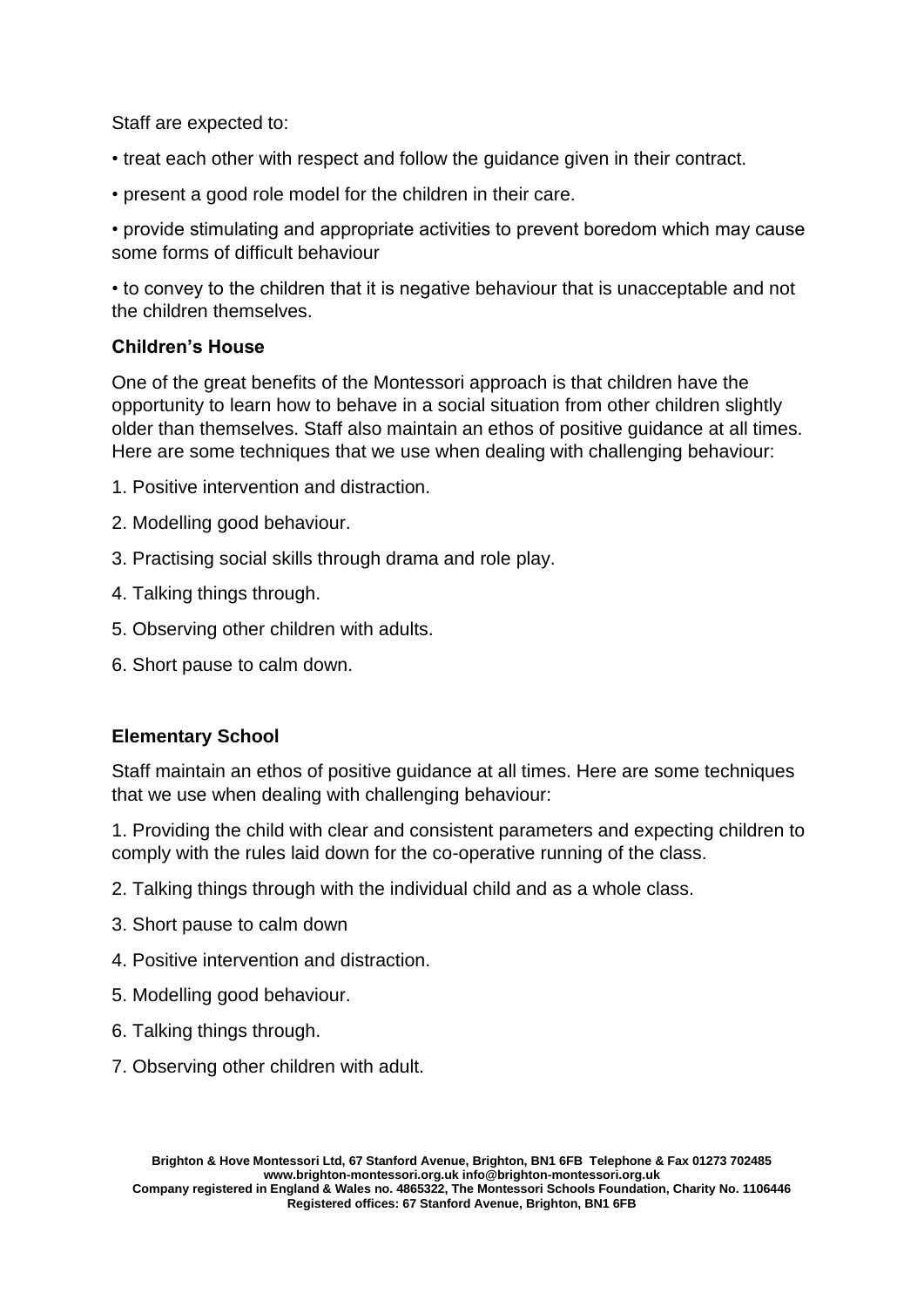Staff are expected to:

- treat each other with respect and follow the guidance given in their contract.
- present a good role model for the children in their care.
- provide stimulating and appropriate activities to prevent boredom which may cause some forms of difficult behaviour
- to convey to the children that it is negative behaviour that is unacceptable and not the children themselves.

**Children's House**

One of the great benefits of the Montessori approach is that children have the opportunity to learn how to behave in a social situation from other children slightly older than themselves. Staff also maintain an ethos of positive guidance at all times. Here are some techniques that we use when dealing with challenging behaviour:

1. Positive intervention and distraction.
2. Modelling good behaviour.
3. Practising social skills through drama and role play.
4. Talking things through.
5. Observing other children with adults.
6. Short pause to calm down.

**Elementary School**

Staff maintain an ethos of positive guidance at all times. Here are some techniques that we use when dealing with challenging behaviour:

1. Providing the child with clear and consistent parameters and expecting children to comply with the rules laid down for the co-operative running of the class.
2. Talking things through with the individual child and as a whole class.
3. Short pause to calm down
4. Positive intervention and distraction.
5. Modelling good behaviour.
6. Talking things through.
7. Observing other children with adult.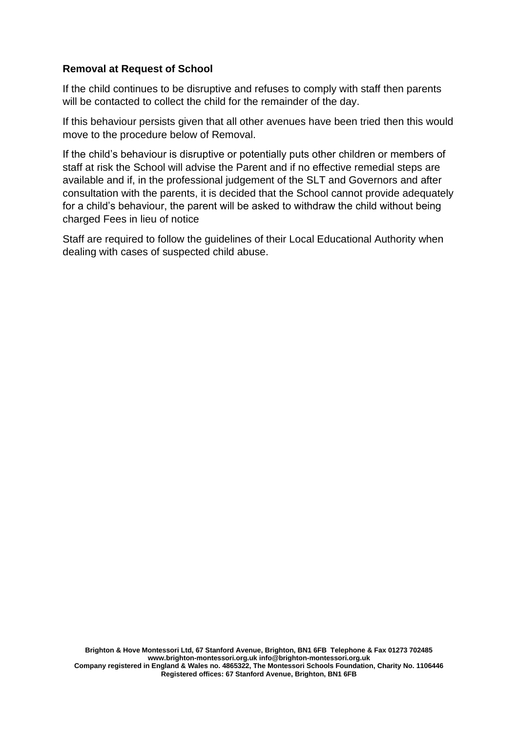**Removal at Request of School**

If the child continues to be disruptive and refuses to comply with staff then parents will be contacted to collect the child for the remainder of the day.

If this behaviour persists given that all other avenues have been tried then this would move to the procedure below of Removal.

If the child's behaviour is disruptive or potentially puts other children or members of staff at risk the School will advise the Parent and if no effective remedial steps are available and if, in the professional judgement of the SLT and Governors and after consultation with the parents, it is decided that the School cannot provide adequately for a child's behaviour, the parent will be asked to withdraw the child without being charged Fees in lieu of notice

Staff are required to follow the guidelines of their Local Educational Authority when dealing with cases of suspected child abuse.